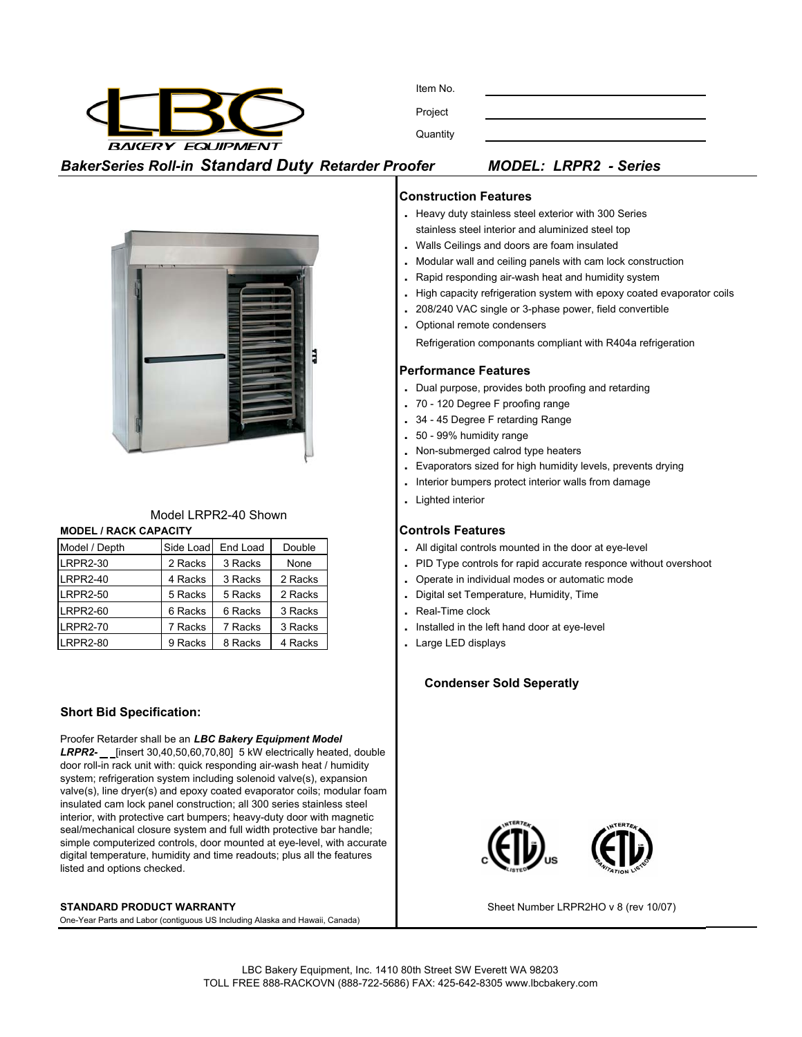Item No. \_\_\_\_\_\_\_\_\_\_

Project \_\_\_\_\_\_\_\_\_\_

Quantity \_\_\_\_\_\_\_\_\_\_

## *BakerSeries Roll-in Standard Duty Retarder Proofer* *MODEL: LRPR2 - Series*

Model LRPR2-40 Shown

**MODEL / RACK CAPACITY**

| Model / Depth | Side Load | End Load | Double |
|---|---|---|---|
| LRPR2-30 | 2 Racks | 3 Racks | None |
| LRPR2-40 | 4 Racks | 3 Racks | 2 Racks |
| LRPR2-50 | 5 Racks | 5 Racks | 2 Racks |
| LRPR2-60 | 6 Racks | 6 Racks | 3 Racks |
| LRPR2-70 | 7 Racks | 7 Racks | 3 Racks |
| LRPR2-80 | 9 Racks | 8 Racks | 4 Racks |

### Short Bid Specification:

Proofer Retarder shall be an ***LBC Bakery Equipment Model LRPR2-*** \_\_ [insert 30,40,50,60,70,80] 5 kW electrically heated, double door roll-in rack unit with: quick responding air-wash heat / humidity system; refrigeration system including solenoid valve(s), expansion valve(s), line dryer(s) and epoxy coated evaporator coils; modular foam insulated cam lock panel construction; all 300 series stainless steel interior, with protective cart bumpers; heavy-duty door with magnetic seal/mechanical closure system and full width protective bar handle; simple computerized controls, door mounted at eye-level, with accurate digital temperature, humidity and time readouts; plus all the features listed and options checked.

**STANDARD PRODUCT WARRANTY**

One-Year Parts and Labor (contiguous US Including Alaska and Hawaii, Canada)

### Construction Features

- Heavy duty stainless steel exterior with 300 Series stainless steel interior and aluminized steel top
- Walls Ceilings and doors are foam insulated
- Modular wall and ceiling panels with cam lock construction
- Rapid responding air-wash heat and humidity system
- High capacity refrigeration system with epoxy coated evaporator coils
- 208/240 VAC single or 3-phase power, field convertible
- Optional remote condensers

Refrigeration componants compliant with R404a refrigeration

### Performance Features

- Dual purpose, provides both proofing and retarding
- 70 - 120 Degree F proofing range
- 34 - 45 Degree F retarding Range
- 50 - 99% humidity range
- Non-submerged calrod type heaters
- Evaporators sized for high humidity levels, prevents drying
- Interior bumpers protect interior walls from damage
- Lighted interior

### Controls Features

- All digital controls mounted in the door at eye-level
- PID Type controls for rapid accurate responce without overshoot
- Operate in individual modes or automatic mode
- Digital set Temperature, Humidity, Time
- Real-Time clock
- Installed in the left hand door at eye-level
- Large LED displays

**Condenser Sold Seperatly**

Sheet Number LRPR2HO v 8 (rev 10/07)

LBC Bakery Equipment, Inc. 1410 80th Street SW Everett WA 98203
TOLL FREE 888-RACKOVN (888-722-5686) FAX: 425-642-8305 www.lbcbakery.com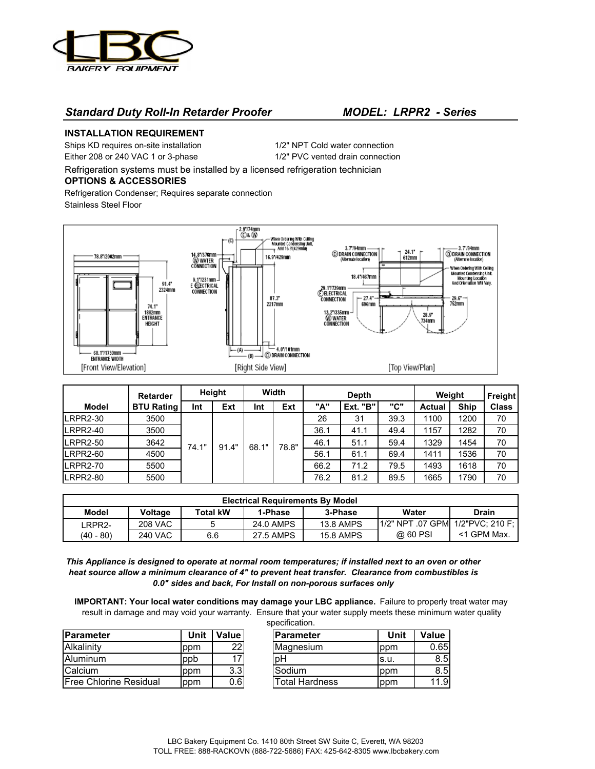# LBC BAKERY EQUIPMENT

## *Standard Duty Roll-In Retarder Proofer* *MODEL: LRPR2 - Series*

### INSTALLATION REQUIREMENT

Ships KD requires on-site installation
Either 208 or 240 VAC 1 or 3-phase

1/2" NPT Cold water connection
1/2" PVC vented drain connection

Refrigeration systems must be installed by a licensed refrigeration technician

### OPTIONS & ACCESSORIES

Refrigeration Condenser; Requires separate connection
Stainless Steel Floor

2.9"/74mm
Ⓔ & Ⓦ
(C)
When Ordering With Ceiling Mounted Condensing Unit, Add 16.9"(429mm)
78.8"/2002mm
14.8"/376mm Ⓦ WATER CONNECTION
16.9"/429mm
9.1"/231mm Ⓔ ELECTRICAL CONNECTION
91.4" 2324mm
74.1" 1882mm ENTRANCE HEIGHT
87.3" 2217mm
68.1"/1730mm ENTRANCE WIDTH
(A)
(B)
4.0"/101mm Ⓓ DRAIN CONNECTION
3.7"/94mm Ⓓ DRAIN CONNECTION (Alternate location)
24.1" 612mm
3.7"/94mm Ⓓ DRAIN CONNECTION (Alternate location)
18.4"/467mm
When Ordering With Ceiling Mounted Condensing Unit. Mounting Location And Orientation Will Vary.
29.1"/739mm Ⓔ ELECTRICAL CONNECTION
27.4" 696mm
29.6" 752mm
13.2"/335mm Ⓦ WATER CONNECTION
28.9" 734mm
[Front View/Elevation]
[Right Side View]
[Top View/Plan]

| Model | Retarder BTU Rating | Height | | Width | | Depth | | | Weight | | Freight Class |
|---|---|---|---|---|---|---|---|---|---|---|---|
| | | Int | Ext | Int | Ext | "A" | Ext. "B" | "C" | Actual | Ship | |
| LRPR2-30 | 3500 | 74.1" | 91.4" | 68.1" | 78.8" | 26 | 31 | 39.3 | 1100 | 1200 | 70 |
| LRPR2-40 | 3500 | | | | | 36.1 | 41.1 | 49.4 | 1157 | 1282 | 70 |
| LRPR2-50 | 3642 | | | | | 46.1 | 51.1 | 59.4 | 1329 | 1454 | 70 |
| LRPR2-60 | 4500 | | | | | 56.1 | 61.1 | 69.4 | 1411 | 1536 | 70 |
| LRPR2-70 | 5500 | | | | | 66.2 | 71.2 | 79.5 | 1493 | 1618 | 70 |
| LRPR2-80 | 5500 | | | | | 76.2 | 81.2 | 89.5 | 1665 | 1790 | 70 |

**Electrical Requirements By Model**

| Model | Voltage | Total kW | 1-Phase | 3-Phase | Water | Drain |
|---|---|---|---|---|---|---|
| LRPR2- (40 - 80) | 208 VAC | 5 | 24.0 AMPS | 13.8 AMPS | 1/2" NPT .07 GPM @ 60 PSI | 1/2"PVC; 210 F; <1 GPM Max. |
| | 240 VAC | 6.6 | 27.5 AMPS | 15.8 AMPS | | |

***This Appliance is designed to operate at normal room temperatures; if installed next to an oven or other heat source allow a minimum clearance of 4" to prevent heat transfer. Clearance from combustibles is 0.0" sides and back, For Install on non-porous surfaces only***

**IMPORTANT: Your local water conditions may damage your LBC appliance.** Failure to properly treat water may result in damage and may void your warranty. Ensure that your water supply meets these minimum water quality specification.

| Parameter | Unit | Value |
|---|---|---|
| Alkalinity | ppm | 22 |
| Aluminum | ppb | 17 |
| Calcium | ppm | 3.3 |
| Free Chlorine Residual | ppm | 0.6 |

| Parameter | Unit | Value |
|---|---|---|
| Magnesium | ppm | 0.65 |
| pH | s.u. | 8.5 |
| Sodium | ppm | 8.5 |
| Total Hardness | ppm | 11.9 |

LBC Bakery Equipment Co. 1410 80th Street SW Suite C, Everett, WA 98203
TOLL FREE: 888-RACKOVN (888-722-5686) FAX: 425-642-8305 www.lbcbakery.com